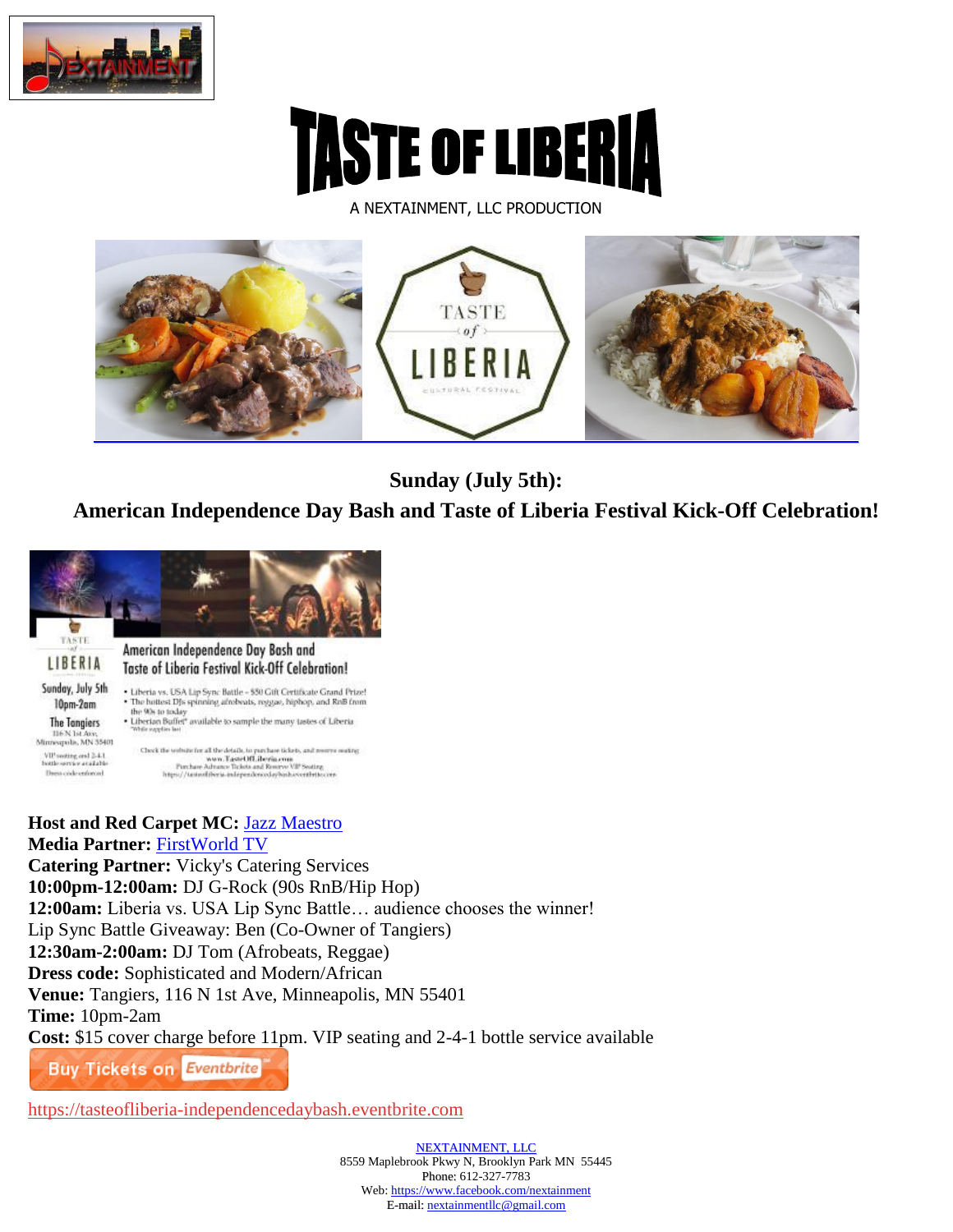# TASTE OF LIBERIA

A NEXTAINMENT, LLC PRODUCTION

## Sunday (July 5th):
## American Independence Day Bash and Taste of Liberia Festival Kick-Off Celebration!

**Host and Red Carpet MC:** Jazz Maestro
**Media Partner:** FirstWorld TV
**Catering Partner:** Vicky's Catering Services
**10:00pm-12:00am:** DJ G-Rock (90s RnB/Hip Hop)
**12:00am:** Liberia vs. USA Lip Sync Battle… audience chooses the winner!
Lip Sync Battle Giveaway: Ben (Co-Owner of Tangiers)
**12:30am-2:00am:** DJ Tom (Afrobeats, Reggae)
**Dress code:** Sophisticated and Modern/African
**Venue:** Tangiers, 116 N 1st Ave, Minneapolis, MN 55401
**Time:** 10pm-2am
**Cost:** $15 cover charge before 11pm. VIP seating and 2-4-1 bottle service available

Buy Tickets on Eventbrite

https://tasteofliberia-independencedaybash.eventbrite.com

NEXTAINMENT, LLC
8559 Maplebrook Pkwy N, Brooklyn Park MN 55445
Phone: 612-327-7783
Web: https://www.facebook.com/nextainment
E-mail: nextainmentllc@gmail.com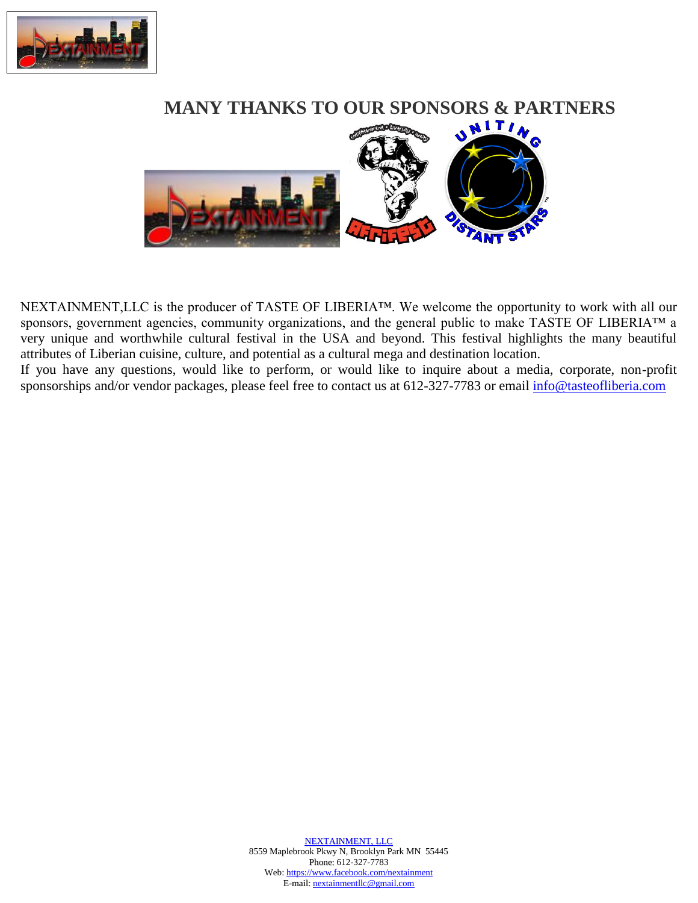# MANY THANKS TO OUR SPONSORS & PARTNERS

NEXTAINMENT,LLC is the producer of TASTE OF LIBERIA™. We welcome the opportunity to work with all our sponsors, government agencies, community organizations, and the general public to make TASTE OF LIBERIA™ a very unique and worthwhile cultural festival in the USA and beyond. This festival highlights the many beautiful attributes of Liberian cuisine, culture, and potential as a cultural mega and destination location.

If you have any questions, would like to perform, or would like to inquire about a media, corporate, non-profit sponsorships and/or vendor packages, please feel free to contact us at 612-327-7783 or email info@tasteofliberia.com

NEXTAINMENT, LLC
8559 Maplebrook Pkwy N, Brooklyn Park MN 55445
Phone: 612-327-7783
Web: https://www.facebook.com/nextainment
E-mail: nextainmentllc@gmail.com